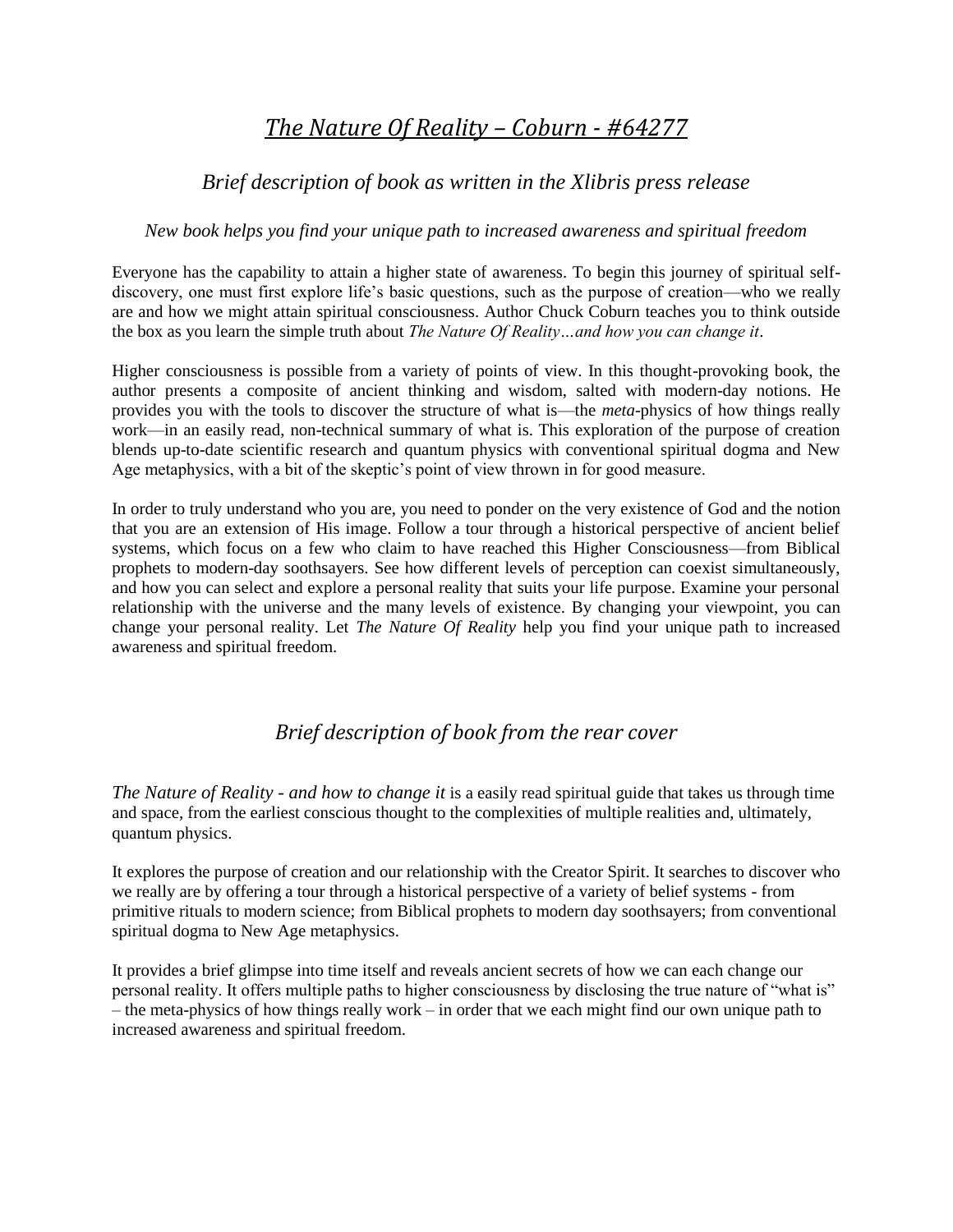# *The Nature Of Reality – Coburn - #64277*

## *Brief description of book as written in the Xlibris press release*

*New book helps you find your unique path to increased awareness and spiritual freedom*

Everyone has the capability to attain a higher state of awareness. To begin this journey of spiritual self-discovery, one must first explore life's basic questions, such as the purpose of creation—who we really are and how we might attain spiritual consciousness. Author Chuck Coburn teaches you to think outside the box as you learn the simple truth about *The Nature Of Reality…and how you can change it*.

Higher consciousness is possible from a variety of points of view. In this thought-provoking book, the author presents a composite of ancient thinking and wisdom, salted with modern-day notions. He provides you with the tools to discover the structure of what is—the *meta*-physics of how things really work—in an easily read, non-technical summary of what is. This exploration of the purpose of creation blends up-to-date scientific research and quantum physics with conventional spiritual dogma and New Age metaphysics, with a bit of the skeptic's point of view thrown in for good measure.

In order to truly understand who you are, you need to ponder on the very existence of God and the notion that you are an extension of His image. Follow a tour through a historical perspective of ancient belief systems, which focus on a few who claim to have reached this Higher Consciousness—from Biblical prophets to modern-day soothsayers. See how different levels of perception can coexist simultaneously, and how you can select and explore a personal reality that suits your life purpose. Examine your personal relationship with the universe and the many levels of existence. By changing your viewpoint, you can change your personal reality. Let *The Nature Of Reality* help you find your unique path to increased awareness and spiritual freedom.

## *Brief description of book from the rear cover*

*The Nature of Reality - and how to change it* is a easily read spiritual guide that takes us through time and space, from the earliest conscious thought to the complexities of multiple realities and, ultimately, quantum physics.

It explores the purpose of creation and our relationship with the Creator Spirit. It searches to discover who we really are by offering a tour through a historical perspective of a variety of belief systems - from primitive rituals to modern science; from Biblical prophets to modern day soothsayers; from conventional spiritual dogma to New Age metaphysics.

It provides a brief glimpse into time itself and reveals ancient secrets of how we can each change our personal reality. It offers multiple paths to higher consciousness by disclosing the true nature of "what is" – the meta-physics of how things really work – in order that we each might find our own unique path to increased awareness and spiritual freedom.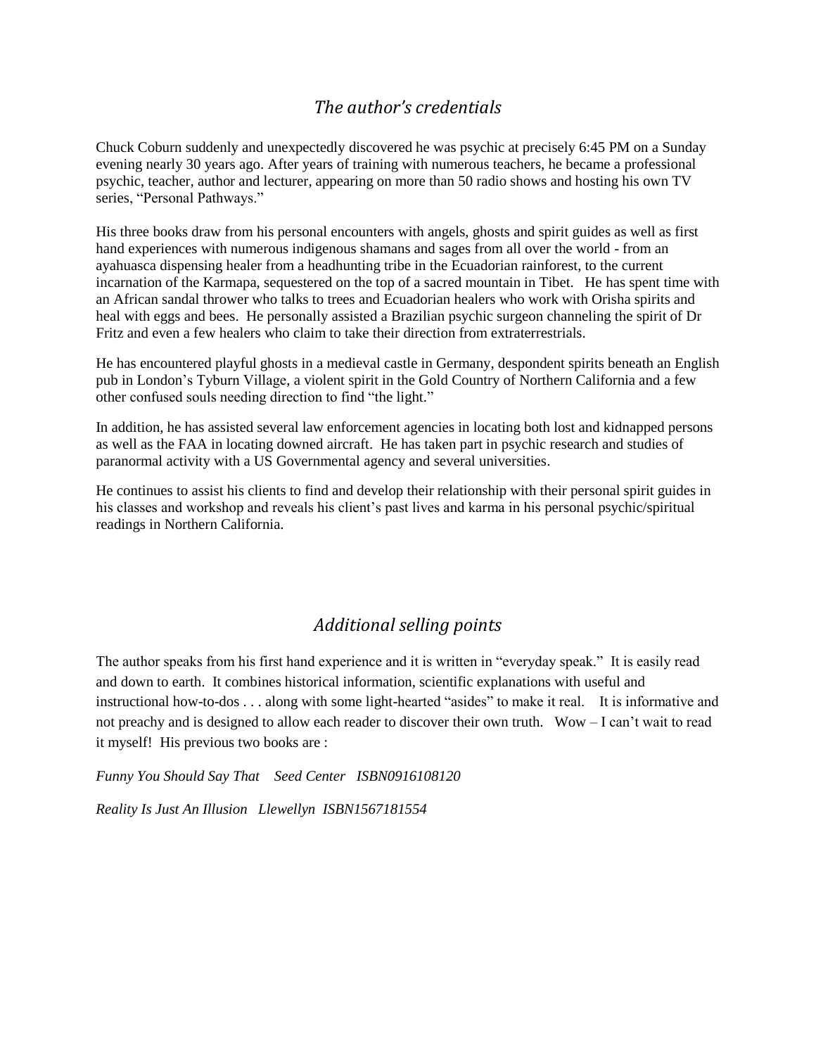## *The author's credentials*

Chuck Coburn suddenly and unexpectedly discovered he was psychic at precisely 6:45 PM on a Sunday evening nearly 30 years ago. After years of training with numerous teachers, he became a professional psychic, teacher, author and lecturer, appearing on more than 50 radio shows and hosting his own TV series, "Personal Pathways."

His three books draw from his personal encounters with angels, ghosts and spirit guides as well as first hand experiences with numerous indigenous shamans and sages from all over the world - from an ayahuasca dispensing healer from a headhunting tribe in the Ecuadorian rainforest, to the current incarnation of the Karmapa, sequestered on the top of a sacred mountain in Tibet. He has spent time with an African sandal thrower who talks to trees and Ecuadorian healers who work with Orisha spirits and heal with eggs and bees. He personally assisted a Brazilian psychic surgeon channeling the spirit of Dr Fritz and even a few healers who claim to take their direction from extraterrestrials.

He has encountered playful ghosts in a medieval castle in Germany, despondent spirits beneath an English pub in London's Tyburn Village, a violent spirit in the Gold Country of Northern California and a few other confused souls needing direction to find "the light."

In addition, he has assisted several law enforcement agencies in locating both lost and kidnapped persons as well as the FAA in locating downed aircraft. He has taken part in psychic research and studies of paranormal activity with a US Governmental agency and several universities.

He continues to assist his clients to find and develop their relationship with their personal spirit guides in his classes and workshop and reveals his client's past lives and karma in his personal psychic/spiritual readings in Northern California.

## *Additional selling points*

The author speaks from his first hand experience and it is written in "everyday speak." It is easily read and down to earth. It combines historical information, scientific explanations with useful and instructional how-to-dos . . . along with some light-hearted "asides" to make it real. It is informative and not preachy and is designed to allow each reader to discover their own truth. Wow – I can't wait to read it myself! His previous two books are :

*Funny You Should Say That Seed Center ISBN0916108120*

*Reality Is Just An Illusion Llewellyn ISBN1567181554*